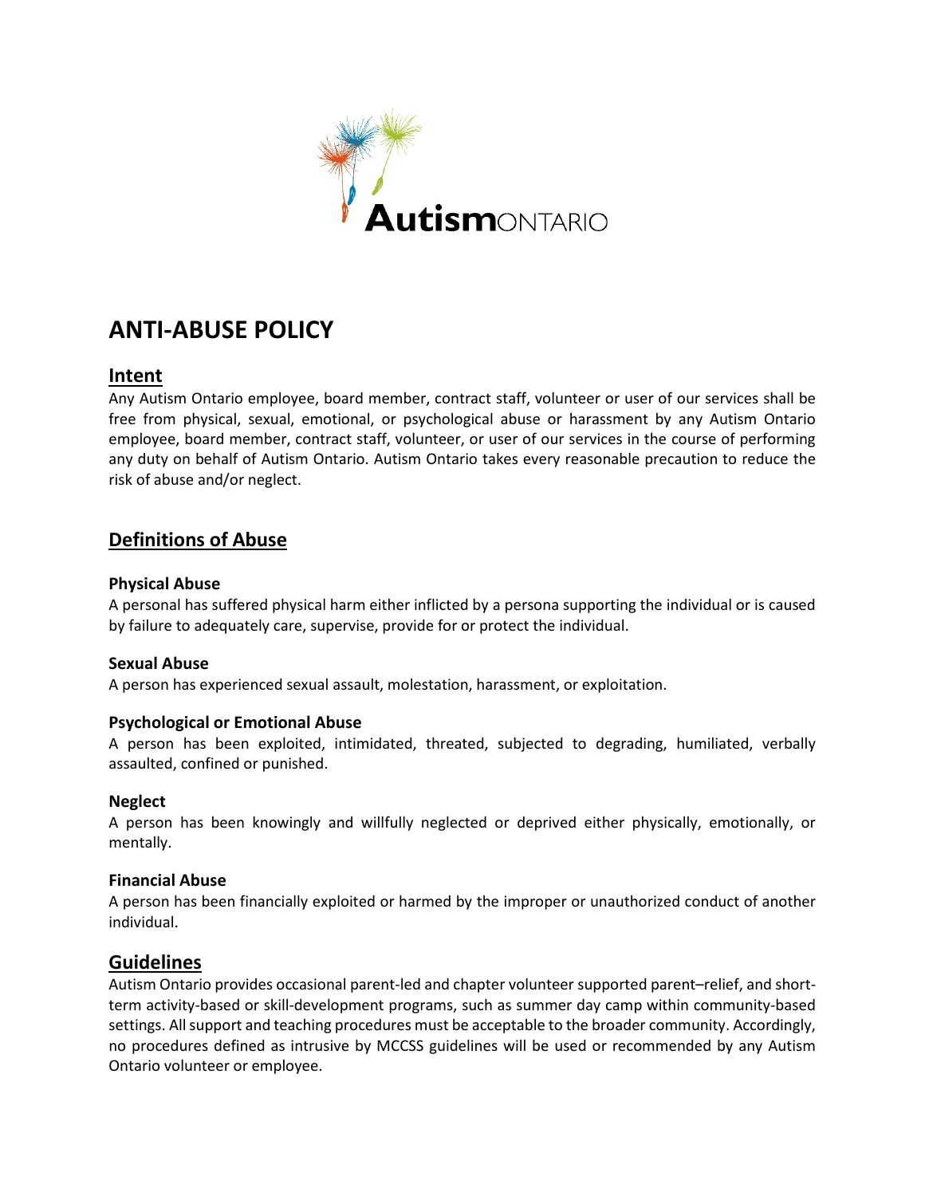# ANTI-ABUSE POLICY

## Intent

Any Autism Ontario employee, board member, contract staff, volunteer or user of our services shall be free from physical, sexual, emotional, or psychological abuse or harassment by any Autism Ontario employee, board member, contract staff, volunteer, or user of our services in the course of performing any duty on behalf of Autism Ontario. Autism Ontario takes every reasonable precaution to reduce the risk of abuse and/or neglect.

## Definitions of Abuse

### Physical Abuse

A personal has suffered physical harm either inflicted by a persona supporting the individual or is caused by failure to adequately care, supervise, provide for or protect the individual.

### Sexual Abuse

A person has experienced sexual assault, molestation, harassment, or exploitation.

### Psychological or Emotional Abuse

A person has been exploited, intimidated, threated, subjected to degrading, humiliated, verbally assaulted, confined or punished.

### Neglect

A person has been knowingly and willfully neglected or deprived either physically, emotionally, or mentally.

### Financial Abuse

A person has been financially exploited or harmed by the improper or unauthorized conduct of another individual.

## Guidelines

Autism Ontario provides occasional parent-led and chapter volunteer supported parent–relief, and short-term activity-based or skill-development programs, such as summer day camp within community-based settings. All support and teaching procedures must be acceptable to the broader community. Accordingly, no procedures defined as intrusive by MCCSS guidelines will be used or recommended by any Autism Ontario volunteer or employee.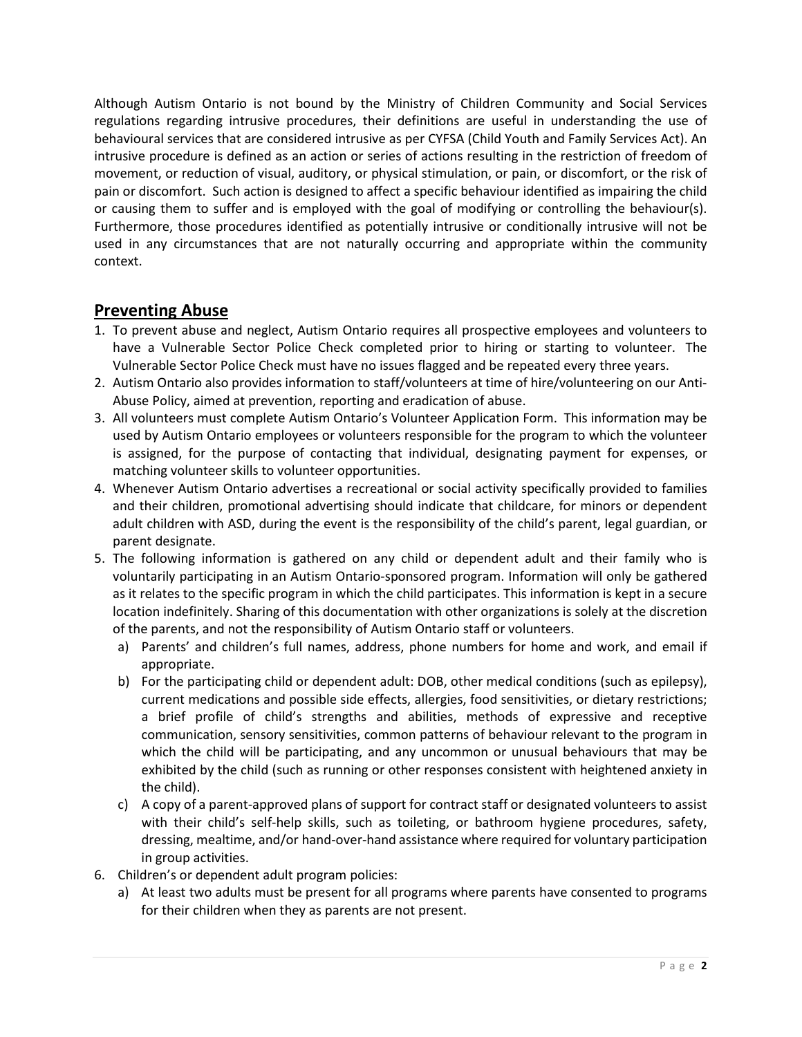Although Autism Ontario is not bound by the Ministry of Children Community and Social Services regulations regarding intrusive procedures, their definitions are useful in understanding the use of behavioural services that are considered intrusive as per CYFSA (Child Youth and Family Services Act). An intrusive procedure is defined as an action or series of actions resulting in the restriction of freedom of movement, or reduction of visual, auditory, or physical stimulation, or pain, or discomfort, or the risk of pain or discomfort. Such action is designed to affect a specific behaviour identified as impairing the child or causing them to suffer and is employed with the goal of modifying or controlling the behaviour(s). Furthermore, those procedures identified as potentially intrusive or conditionally intrusive will not be used in any circumstances that are not naturally occurring and appropriate within the community context.

## Preventing Abuse

1. To prevent abuse and neglect, Autism Ontario requires all prospective employees and volunteers to have a Vulnerable Sector Police Check completed prior to hiring or starting to volunteer. The Vulnerable Sector Police Check must have no issues flagged and be repeated every three years.
2. Autism Ontario also provides information to staff/volunteers at time of hire/volunteering on our Anti-Abuse Policy, aimed at prevention, reporting and eradication of abuse.
3. All volunteers must complete Autism Ontario's Volunteer Application Form. This information may be used by Autism Ontario employees or volunteers responsible for the program to which the volunteer is assigned, for the purpose of contacting that individual, designating payment for expenses, or matching volunteer skills to volunteer opportunities.
4. Whenever Autism Ontario advertises a recreational or social activity specifically provided to families and their children, promotional advertising should indicate that childcare, for minors or dependent adult children with ASD, during the event is the responsibility of the child's parent, legal guardian, or parent designate.
5. The following information is gathered on any child or dependent adult and their family who is voluntarily participating in an Autism Ontario-sponsored program. Information will only be gathered as it relates to the specific program in which the child participates. This information is kept in a secure location indefinitely. Sharing of this documentation with other organizations is solely at the discretion of the parents, and not the responsibility of Autism Ontario staff or volunteers.
   a) Parents' and children's full names, address, phone numbers for home and work, and email if appropriate.
   b) For the participating child or dependent adult: DOB, other medical conditions (such as epilepsy), current medications and possible side effects, allergies, food sensitivities, or dietary restrictions; a brief profile of child's strengths and abilities, methods of expressive and receptive communication, sensory sensitivities, common patterns of behaviour relevant to the program in which the child will be participating, and any uncommon or unusual behaviours that may be exhibited by the child (such as running or other responses consistent with heightened anxiety in the child).
   c) A copy of a parent-approved plans of support for contract staff or designated volunteers to assist with their child's self-help skills, such as toileting, or bathroom hygiene procedures, safety, dressing, mealtime, and/or hand-over-hand assistance where required for voluntary participation in group activities.
6. Children's or dependent adult program policies:
   a) At least two adults must be present for all programs where parents have consented to programs for their children when they as parents are not present.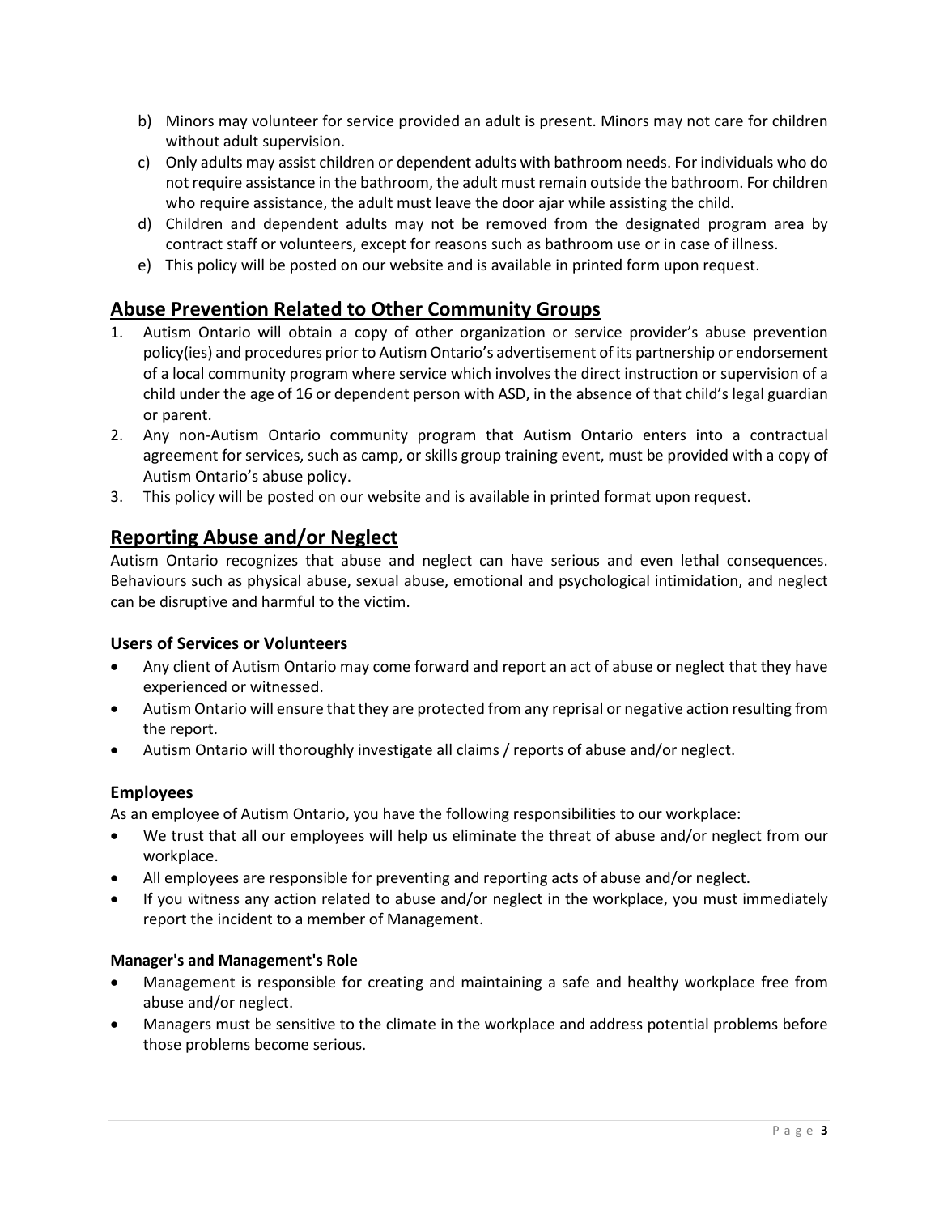b) Minors may volunteer for service provided an adult is present. Minors may not care for children without adult supervision.
c) Only adults may assist children or dependent adults with bathroom needs. For individuals who do not require assistance in the bathroom, the adult must remain outside the bathroom. For children who require assistance, the adult must leave the door ajar while assisting the child.
d) Children and dependent adults may not be removed from the designated program area by contract staff or volunteers, except for reasons such as bathroom use or in case of illness.
e) This policy will be posted on our website and is available in printed form upon request.

## Abuse Prevention Related to Other Community Groups

1. Autism Ontario will obtain a copy of other organization or service provider's abuse prevention policy(ies) and procedures prior to Autism Ontario's advertisement of its partnership or endorsement of a local community program where service which involves the direct instruction or supervision of a child under the age of 16 or dependent person with ASD, in the absence of that child's legal guardian or parent.
2. Any non-Autism Ontario community program that Autism Ontario enters into a contractual agreement for services, such as camp, or skills group training event, must be provided with a copy of Autism Ontario's abuse policy.
3. This policy will be posted on our website and is available in printed format upon request.

## Reporting Abuse and/or Neglect

Autism Ontario recognizes that abuse and neglect can have serious and even lethal consequences. Behaviours such as physical abuse, sexual abuse, emotional and psychological intimidation, and neglect can be disruptive and harmful to the victim.

### Users of Services or Volunteers

- Any client of Autism Ontario may come forward and report an act of abuse or neglect that they have experienced or witnessed.
- Autism Ontario will ensure that they are protected from any reprisal or negative action resulting from the report.
- Autism Ontario will thoroughly investigate all claims / reports of abuse and/or neglect.

### Employees

As an employee of Autism Ontario, you have the following responsibilities to our workplace:

- We trust that all our employees will help us eliminate the threat of abuse and/or neglect from our workplace.
- All employees are responsible for preventing and reporting acts of abuse and/or neglect.
- If you witness any action related to abuse and/or neglect in the workplace, you must immediately report the incident to a member of Management.

#### Manager's and Management's Role

- Management is responsible for creating and maintaining a safe and healthy workplace free from abuse and/or neglect.
- Managers must be sensitive to the climate in the workplace and address potential problems before those problems become serious.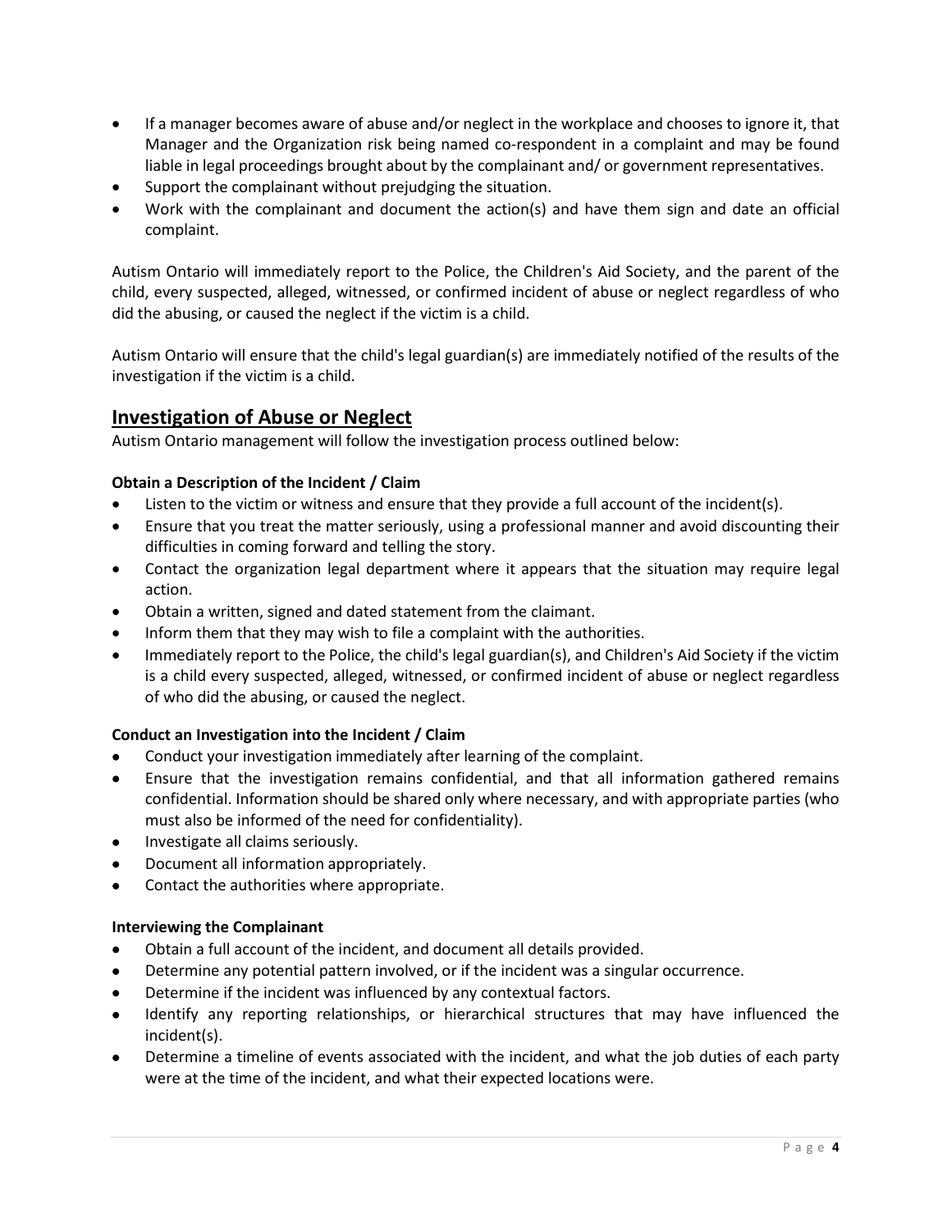- If a manager becomes aware of abuse and/or neglect in the workplace and chooses to ignore it, that Manager and the Organization risk being named co-respondent in a complaint and may be found liable in legal proceedings brought about by the complainant and/ or government representatives.
- Support the complainant without prejudging the situation.
- Work with the complainant and document the action(s) and have them sign and date an official complaint.

Autism Ontario will immediately report to the Police, the Children's Aid Society, and the parent of the child, every suspected, alleged, witnessed, or confirmed incident of abuse or neglect regardless of who did the abusing, or caused the neglect if the victim is a child.

Autism Ontario will ensure that the child's legal guardian(s) are immediately notified of the results of the investigation if the victim is a child.

## Investigation of Abuse or Neglect

Autism Ontario management will follow the investigation process outlined below:

**Obtain a Description of the Incident / Claim**

- Listen to the victim or witness and ensure that they provide a full account of the incident(s).
- Ensure that you treat the matter seriously, using a professional manner and avoid discounting their difficulties in coming forward and telling the story.
- Contact the organization legal department where it appears that the situation may require legal action.
- Obtain a written, signed and dated statement from the claimant.
- Inform them that they may wish to file a complaint with the authorities.
- Immediately report to the Police, the child's legal guardian(s), and Children's Aid Society if the victim is a child every suspected, alleged, witnessed, or confirmed incident of abuse or neglect regardless of who did the abusing, or caused the neglect.

**Conduct an Investigation into the Incident / Claim**

- Conduct your investigation immediately after learning of the complaint.
- Ensure that the investigation remains confidential, and that all information gathered remains confidential. Information should be shared only where necessary, and with appropriate parties (who must also be informed of the need for confidentiality).
- Investigate all claims seriously.
- Document all information appropriately.
- Contact the authorities where appropriate.

**Interviewing the Complainant**

- Obtain a full account of the incident, and document all details provided.
- Determine any potential pattern involved, or if the incident was a singular occurrence.
- Determine if the incident was influenced by any contextual factors.
- Identify any reporting relationships, or hierarchical structures that may have influenced the incident(s).
- Determine a timeline of events associated with the incident, and what the job duties of each party were at the time of the incident, and what their expected locations were.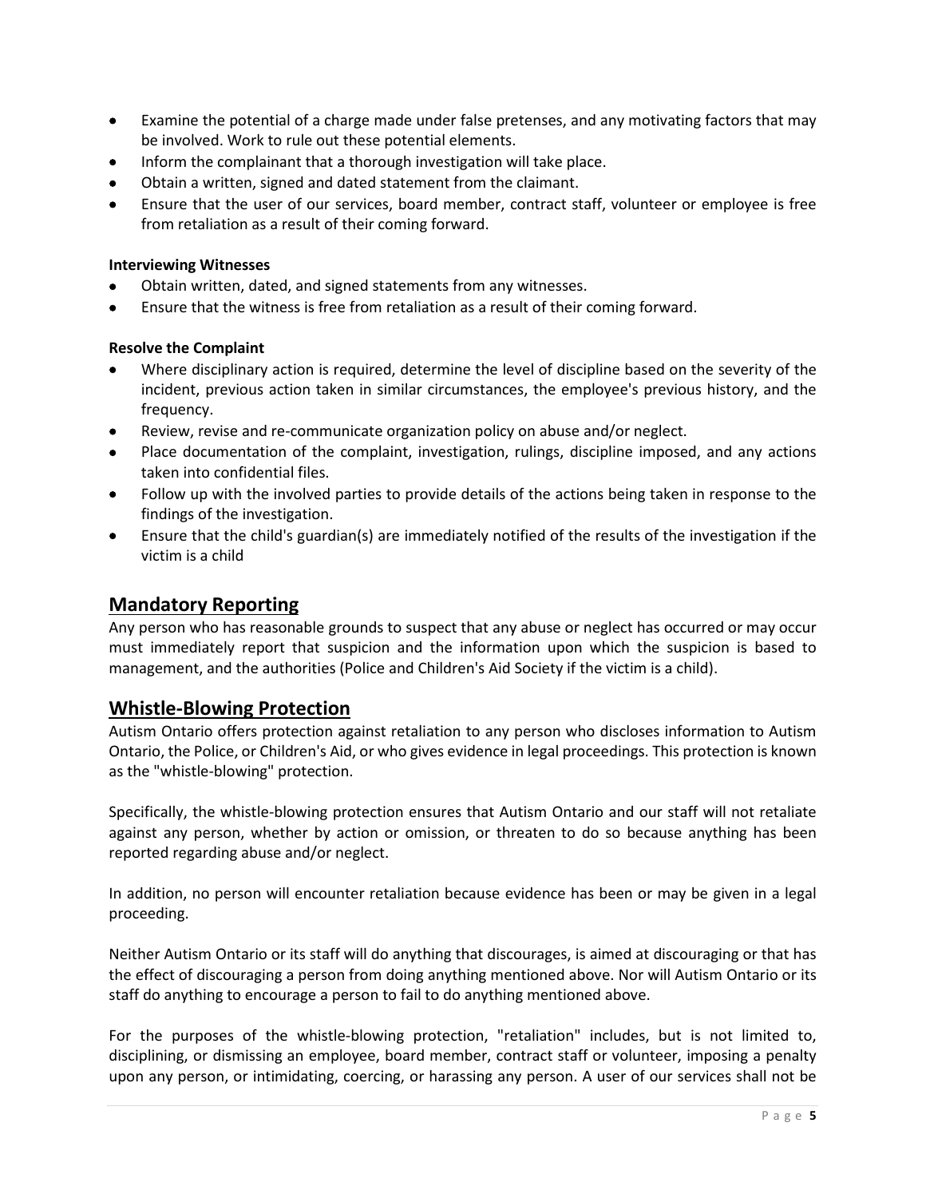- Examine the potential of a charge made under false pretenses, and any motivating factors that may be involved. Work to rule out these potential elements.
- Inform the complainant that a thorough investigation will take place.
- Obtain a written, signed and dated statement from the claimant.
- Ensure that the user of our services, board member, contract staff, volunteer or employee is free from retaliation as a result of their coming forward.

**Interviewing Witnesses**

- Obtain written, dated, and signed statements from any witnesses.
- Ensure that the witness is free from retaliation as a result of their coming forward.

**Resolve the Complaint**

- Where disciplinary action is required, determine the level of discipline based on the severity of the incident, previous action taken in similar circumstances, the employee's previous history, and the frequency.
- Review, revise and re-communicate organization policy on abuse and/or neglect.
- Place documentation of the complaint, investigation, rulings, discipline imposed, and any actions taken into confidential files.
- Follow up with the involved parties to provide details of the actions being taken in response to the findings of the investigation.
- Ensure that the child's guardian(s) are immediately notified of the results of the investigation if the victim is a child

## Mandatory Reporting

Any person who has reasonable grounds to suspect that any abuse or neglect has occurred or may occur must immediately report that suspicion and the information upon which the suspicion is based to management, and the authorities (Police and Children's Aid Society if the victim is a child).

## Whistle-Blowing Protection

Autism Ontario offers protection against retaliation to any person who discloses information to Autism Ontario, the Police, or Children's Aid, or who gives evidence in legal proceedings. This protection is known as the "whistle-blowing" protection.

Specifically, the whistle-blowing protection ensures that Autism Ontario and our staff will not retaliate against any person, whether by action or omission, or threaten to do so because anything has been reported regarding abuse and/or neglect.

In addition, no person will encounter retaliation because evidence has been or may be given in a legal proceeding.

Neither Autism Ontario or its staff will do anything that discourages, is aimed at discouraging or that has the effect of discouraging a person from doing anything mentioned above. Nor will Autism Ontario or its staff do anything to encourage a person to fail to do anything mentioned above.

For the purposes of the whistle-blowing protection, "retaliation" includes, but is not limited to, disciplining, or dismissing an employee, board member, contract staff or volunteer, imposing a penalty upon any person, or intimidating, coercing, or harassing any person. A user of our services shall not be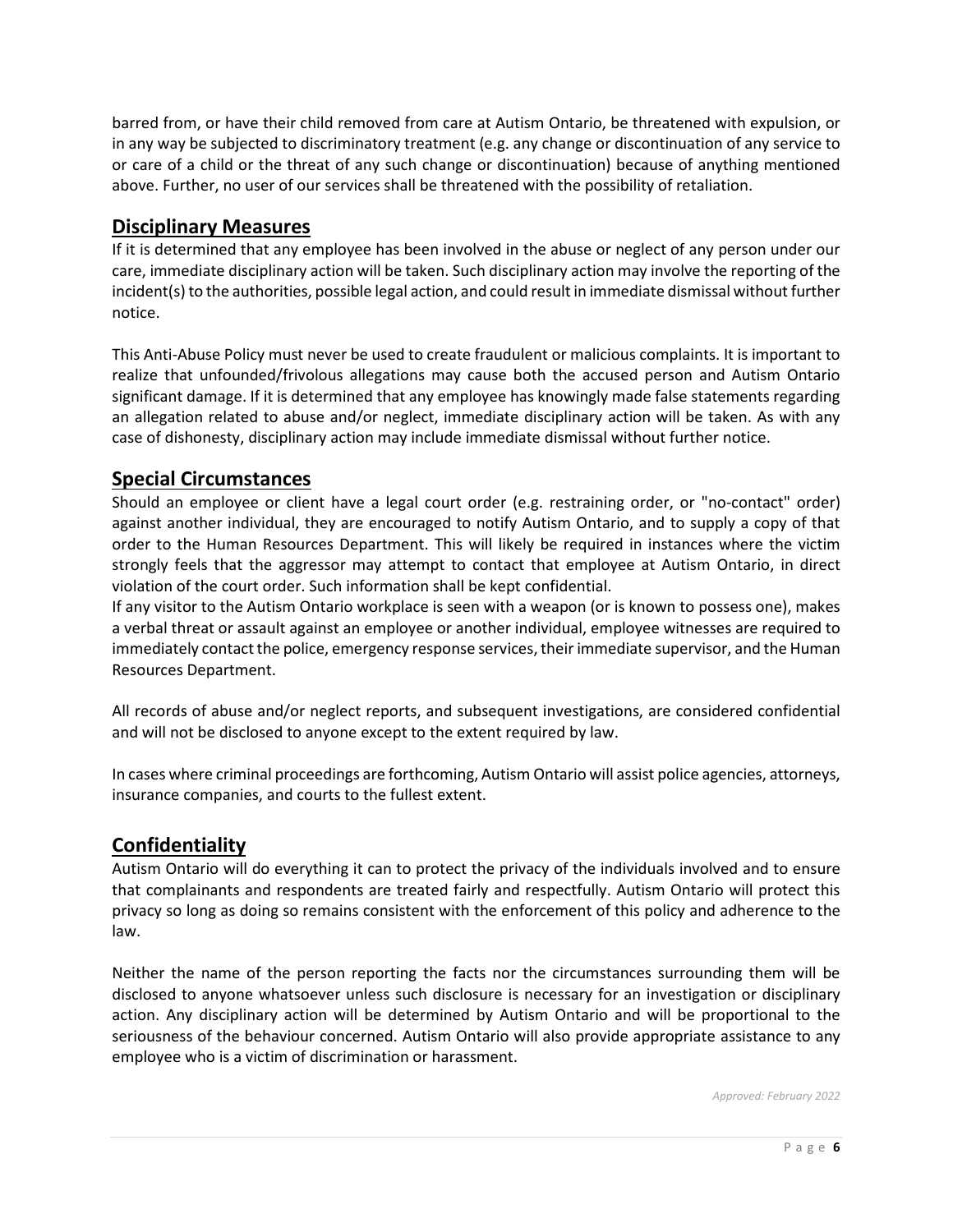barred from, or have their child removed from care at Autism Ontario, be threatened with expulsion, or in any way be subjected to discriminatory treatment (e.g. any change or discontinuation of any service to or care of a child or the threat of any such change or discontinuation) because of anything mentioned above. Further, no user of our services shall be threatened with the possibility of retaliation.

## Disciplinary Measures

If it is determined that any employee has been involved in the abuse or neglect of any person under our care, immediate disciplinary action will be taken. Such disciplinary action may involve the reporting of the incident(s) to the authorities, possible legal action, and could result in immediate dismissal without further notice.

This Anti-Abuse Policy must never be used to create fraudulent or malicious complaints. It is important to realize that unfounded/frivolous allegations may cause both the accused person and Autism Ontario significant damage. If it is determined that any employee has knowingly made false statements regarding an allegation related to abuse and/or neglect, immediate disciplinary action will be taken. As with any case of dishonesty, disciplinary action may include immediate dismissal without further notice.

## Special Circumstances

Should an employee or client have a legal court order (e.g. restraining order, or "no-contact" order) against another individual, they are encouraged to notify Autism Ontario, and to supply a copy of that order to the Human Resources Department. This will likely be required in instances where the victim strongly feels that the aggressor may attempt to contact that employee at Autism Ontario, in direct violation of the court order. Such information shall be kept confidential.

If any visitor to the Autism Ontario workplace is seen with a weapon (or is known to possess one), makes a verbal threat or assault against an employee or another individual, employee witnesses are required to immediately contact the police, emergency response services, their immediate supervisor, and the Human Resources Department.

All records of abuse and/or neglect reports, and subsequent investigations, are considered confidential and will not be disclosed to anyone except to the extent required by law.

In cases where criminal proceedings are forthcoming, Autism Ontario will assist police agencies, attorneys, insurance companies, and courts to the fullest extent.

## Confidentiality

Autism Ontario will do everything it can to protect the privacy of the individuals involved and to ensure that complainants and respondents are treated fairly and respectfully. Autism Ontario will protect this privacy so long as doing so remains consistent with the enforcement of this policy and adherence to the law.

Neither the name of the person reporting the facts nor the circumstances surrounding them will be disclosed to anyone whatsoever unless such disclosure is necessary for an investigation or disciplinary action. Any disciplinary action will be determined by Autism Ontario and will be proportional to the seriousness of the behaviour concerned. Autism Ontario will also provide appropriate assistance to any employee who is a victim of discrimination or harassment.

*Approved: February 2022*